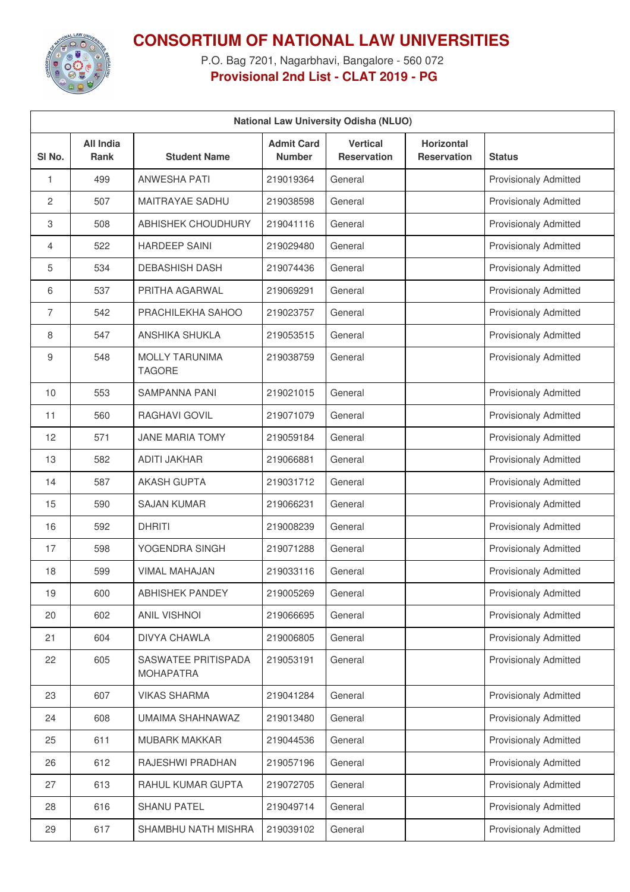# CONSORTIUM OF NATIONAL LAW UNIVERSITIES

P.O. Bag 7201, Nagarbhavi, Bangalore - 560 072

**Provisional 2nd List - CLAT 2019 - PG**

| National Law University Odisha (NLUO) | | | | | | |
|---|---|---|---|---|---|---|
| **Sl No.** | **All India Rank** | **Student Name** | **Admit Card Number** | **Vertical Reservation** | **Horizontal Reservation** | **Status** |
| 1 | 499 | ANWESHA PATI | 219019364 | General | | Provisionaly Admitted |
| 2 | 507 | MAITRAYAE SADHU | 219038598 | General | | Provisionaly Admitted |
| 3 | 508 | ABHISHEK CHOUDHURY | 219041116 | General | | Provisionaly Admitted |
| 4 | 522 | HARDEEP SAINI | 219029480 | General | | Provisionaly Admitted |
| 5 | 534 | DEBASHISH DASH | 219074436 | General | | Provisionaly Admitted |
| 6 | 537 | PRITHA AGARWAL | 219069291 | General | | Provisionaly Admitted |
| 7 | 542 | PRACHILEKHA SAHOO | 219023757 | General | | Provisionaly Admitted |
| 8 | 547 | ANSHIKA SHUKLA | 219053515 | General | | Provisionaly Admitted |
| 9 | 548 | MOLLY TARUNIMA TAGORE | 219038759 | General | | Provisionaly Admitted |
| 10 | 553 | SAMPANNA PANI | 219021015 | General | | Provisionaly Admitted |
| 11 | 560 | RAGHAVI GOVIL | 219071079 | General | | Provisionaly Admitted |
| 12 | 571 | JANE MARIA TOMY | 219059184 | General | | Provisionaly Admitted |
| 13 | 582 | ADITI JAKHAR | 219066881 | General | | Provisionaly Admitted |
| 14 | 587 | AKASH GUPTA | 219031712 | General | | Provisionaly Admitted |
| 15 | 590 | SAJAN KUMAR | 219066231 | General | | Provisionaly Admitted |
| 16 | 592 | DHRITI | 219008239 | General | | Provisionaly Admitted |
| 17 | 598 | YOGENDRA SINGH | 219071288 | General | | Provisionaly Admitted |
| 18 | 599 | VIMAL MAHAJAN | 219033116 | General | | Provisionaly Admitted |
| 19 | 600 | ABHISHEK PANDEY | 219005269 | General | | Provisionaly Admitted |
| 20 | 602 | ANIL VISHNOI | 219066695 | General | | Provisionaly Admitted |
| 21 | 604 | DIVYA CHAWLA | 219006805 | General | | Provisionaly Admitted |
| 22 | 605 | SASWATEE PRITISPADA MOHAPATRA | 219053191 | General | | Provisionaly Admitted |
| 23 | 607 | VIKAS SHARMA | 219041284 | General | | Provisionaly Admitted |
| 24 | 608 | UMAIMA SHAHNAWAZ | 219013480 | General | | Provisionaly Admitted |
| 25 | 611 | MUBARK MAKKAR | 219044536 | General | | Provisionaly Admitted |
| 26 | 612 | RAJESHWI PRADHAN | 219057196 | General | | Provisionaly Admitted |
| 27 | 613 | RAHUL KUMAR GUPTA | 219072705 | General | | Provisionaly Admitted |
| 28 | 616 | SHANU PATEL | 219049714 | General | | Provisionaly Admitted |
| 29 | 617 | SHAMBHU NATH MISHRA | 219039102 | General | | Provisionaly Admitted |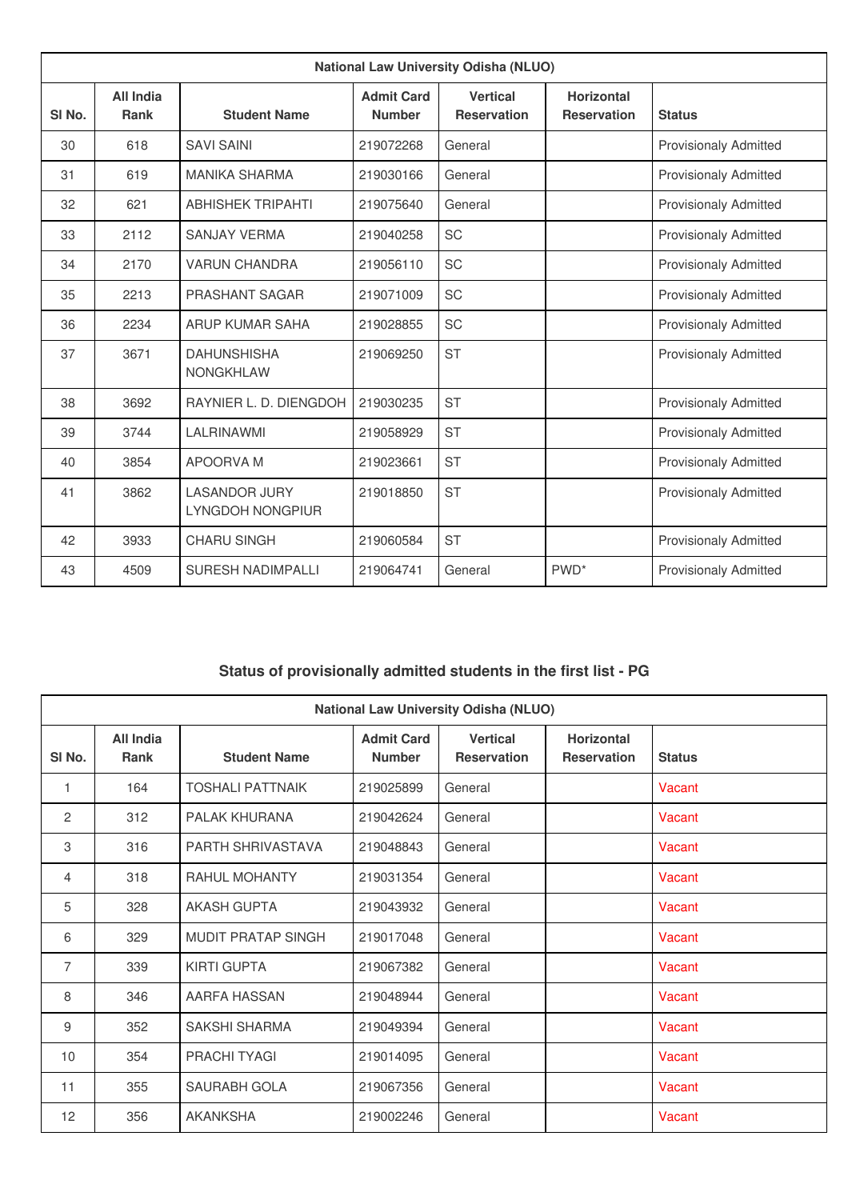| National Law University Odisha (NLUO) | | | | | | |
|---|---|---|---|---|---|---|
| Sl No. | All India Rank | Student Name | Admit Card Number | Vertical Reservation | Horizontal Reservation | Status |
| 30 | 618 | SAVI SAINI | 219072268 | General | | Provisionaly Admitted |
| 31 | 619 | MANIKA SHARMA | 219030166 | General | | Provisionaly Admitted |
| 32 | 621 | ABHISHEK TRIPAHTI | 219075640 | General | | Provisionaly Admitted |
| 33 | 2112 | SANJAY VERMA | 219040258 | SC | | Provisionaly Admitted |
| 34 | 2170 | VARUN CHANDRA | 219056110 | SC | | Provisionaly Admitted |
| 35 | 2213 | PRASHANT SAGAR | 219071009 | SC | | Provisionaly Admitted |
| 36 | 2234 | ARUP KUMAR SAHA | 219028855 | SC | | Provisionaly Admitted |
| 37 | 3671 | DAHUNSHISHA NONGKHLAW | 219069250 | ST | | Provisionaly Admitted |
| 38 | 3692 | RAYNIER L. D. DIENGDOH | 219030235 | ST | | Provisionaly Admitted |
| 39 | 3744 | LALRINAWMI | 219058929 | ST | | Provisionaly Admitted |
| 40 | 3854 | APOORVA M | 219023661 | ST | | Provisionaly Admitted |
| 41 | 3862 | LASANDOR JURY LYNGDOH NONGPIUR | 219018850 | ST | | Provisionaly Admitted |
| 42 | 3933 | CHARU SINGH | 219060584 | ST | | Provisionaly Admitted |
| 43 | 4509 | SURESH NADIMPALLI | 219064741 | General | PWD* | Provisionaly Admitted |

## Status of provisionally admitted students in the first list - PG

| National Law University Odisha (NLUO) | | | | | | |
|---|---|---|---|---|---|---|
| Sl No. | All India Rank | Student Name | Admit Card Number | Vertical Reservation | Horizontal Reservation | Status |
| 1 | 164 | TOSHALI PATTNAIK | 219025899 | General | | Vacant |
| 2 | 312 | PALAK KHURANA | 219042624 | General | | Vacant |
| 3 | 316 | PARTH SHRIVASTAVA | 219048843 | General | | Vacant |
| 4 | 318 | RAHUL MOHANTY | 219031354 | General | | Vacant |
| 5 | 328 | AKASH GUPTA | 219043932 | General | | Vacant |
| 6 | 329 | MUDIT PRATAP SINGH | 219017048 | General | | Vacant |
| 7 | 339 | KIRTI GUPTA | 219067382 | General | | Vacant |
| 8 | 346 | AARFA HASSAN | 219048944 | General | | Vacant |
| 9 | 352 | SAKSHI SHARMA | 219049394 | General | | Vacant |
| 10 | 354 | PRACHI TYAGI | 219014095 | General | | Vacant |
| 11 | 355 | SAURABH GOLA | 219067356 | General | | Vacant |
| 12 | 356 | AKANKSHA | 219002246 | General | | Vacant |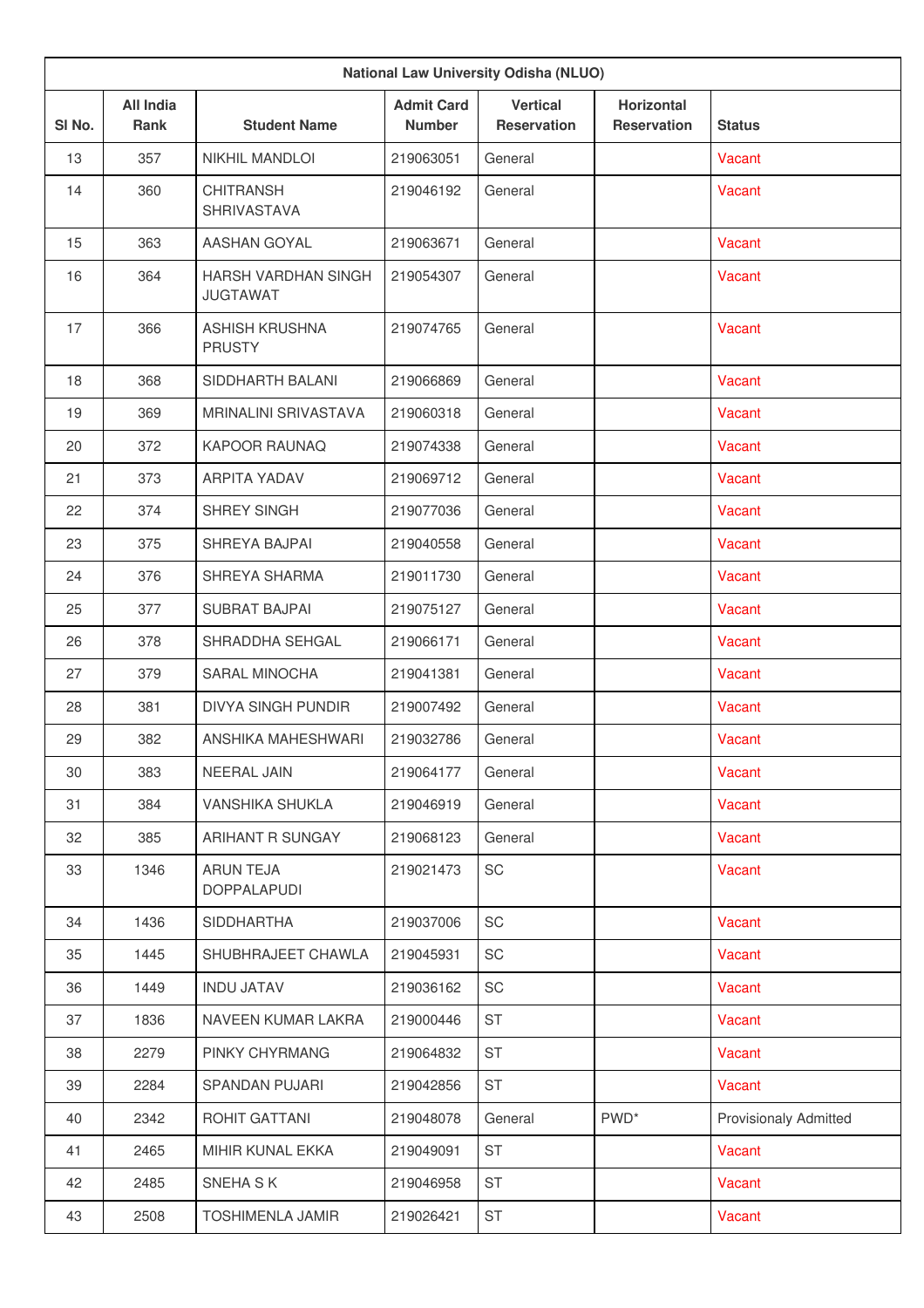| National Law University Odisha (NLUO) | | | | | | |
|---|---|---|---|---|---|---|
| Sl No. | All India Rank | Student Name | Admit Card Number | Vertical Reservation | Horizontal Reservation | Status |
| 13 | 357 | NIKHIL MANDLOI | 219063051 | General | | Vacant |
| 14 | 360 | CHITRANSH SHRIVASTAVA | 219046192 | General | | Vacant |
| 15 | 363 | AASHAN GOYAL | 219063671 | General | | Vacant |
| 16 | 364 | HARSH VARDHAN SINGH JUGTAWAT | 219054307 | General | | Vacant |
| 17 | 366 | ASHISH KRUSHNA PRUSTY | 219074765 | General | | Vacant |
| 18 | 368 | SIDDHARTH BALANI | 219066869 | General | | Vacant |
| 19 | 369 | MRINALINI SRIVASTAVA | 219060318 | General | | Vacant |
| 20 | 372 | KAPOOR RAUNAQ | 219074338 | General | | Vacant |
| 21 | 373 | ARPITA YADAV | 219069712 | General | | Vacant |
| 22 | 374 | SHREY SINGH | 219077036 | General | | Vacant |
| 23 | 375 | SHREYA BAJPAI | 219040558 | General | | Vacant |
| 24 | 376 | SHREYA SHARMA | 219011730 | General | | Vacant |
| 25 | 377 | SUBRAT BAJPAI | 219075127 | General | | Vacant |
| 26 | 378 | SHRADDHA SEHGAL | 219066171 | General | | Vacant |
| 27 | 379 | SARAL MINOCHA | 219041381 | General | | Vacant |
| 28 | 381 | DIVYA SINGH PUNDIR | 219007492 | General | | Vacant |
| 29 | 382 | ANSHIKA MAHESHWARI | 219032786 | General | | Vacant |
| 30 | 383 | NEERAL JAIN | 219064177 | General | | Vacant |
| 31 | 384 | VANSHIKA SHUKLA | 219046919 | General | | Vacant |
| 32 | 385 | ARIHANT R SUNGAY | 219068123 | General | | Vacant |
| 33 | 1346 | ARUN TEJA DOPPALAPUDI | 219021473 | SC | | Vacant |
| 34 | 1436 | SIDDHARTHA | 219037006 | SC | | Vacant |
| 35 | 1445 | SHUBHRAJEET CHAWLA | 219045931 | SC | | Vacant |
| 36 | 1449 | INDU JATAV | 219036162 | SC | | Vacant |
| 37 | 1836 | NAVEEN KUMAR LAKRA | 219000446 | ST | | Vacant |
| 38 | 2279 | PINKY CHYRMANG | 219064832 | ST | | Vacant |
| 39 | 2284 | SPANDAN PUJARI | 219042856 | ST | | Vacant |
| 40 | 2342 | ROHIT GATTANI | 219048078 | General | PWD* | Provisionaly Admitted |
| 41 | 2465 | MIHIR KUNAL EKKA | 219049091 | ST | | Vacant |
| 42 | 2485 | SNEHA S K | 219046958 | ST | | Vacant |
| 43 | 2508 | TOSHIMENLA JAMIR | 219026421 | ST | | Vacant |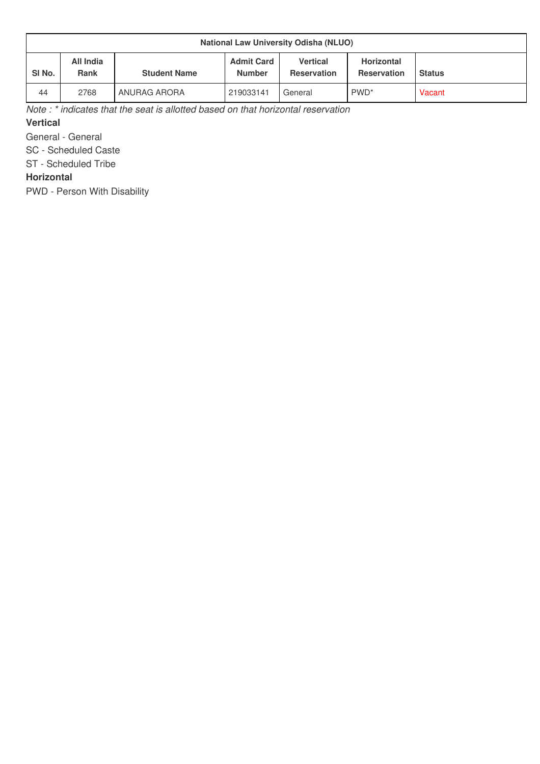| National Law University Odisha (NLUO) | | | | | | |
|---|---|---|---|---|---|---|
| Sl No. | All India Rank | Student Name | Admit Card Number | Vertical Reservation | Horizontal Reservation | Status |
| 44 | 2768 | ANURAG ARORA | 219033141 | General | PWD* | Vacant |

*Note : * indicates that the seat is allotted based on that horizontal reservation*

**Vertical**

General - General

SC - Scheduled Caste

ST - Scheduled Tribe

**Horizontal**

PWD - Person With Disability